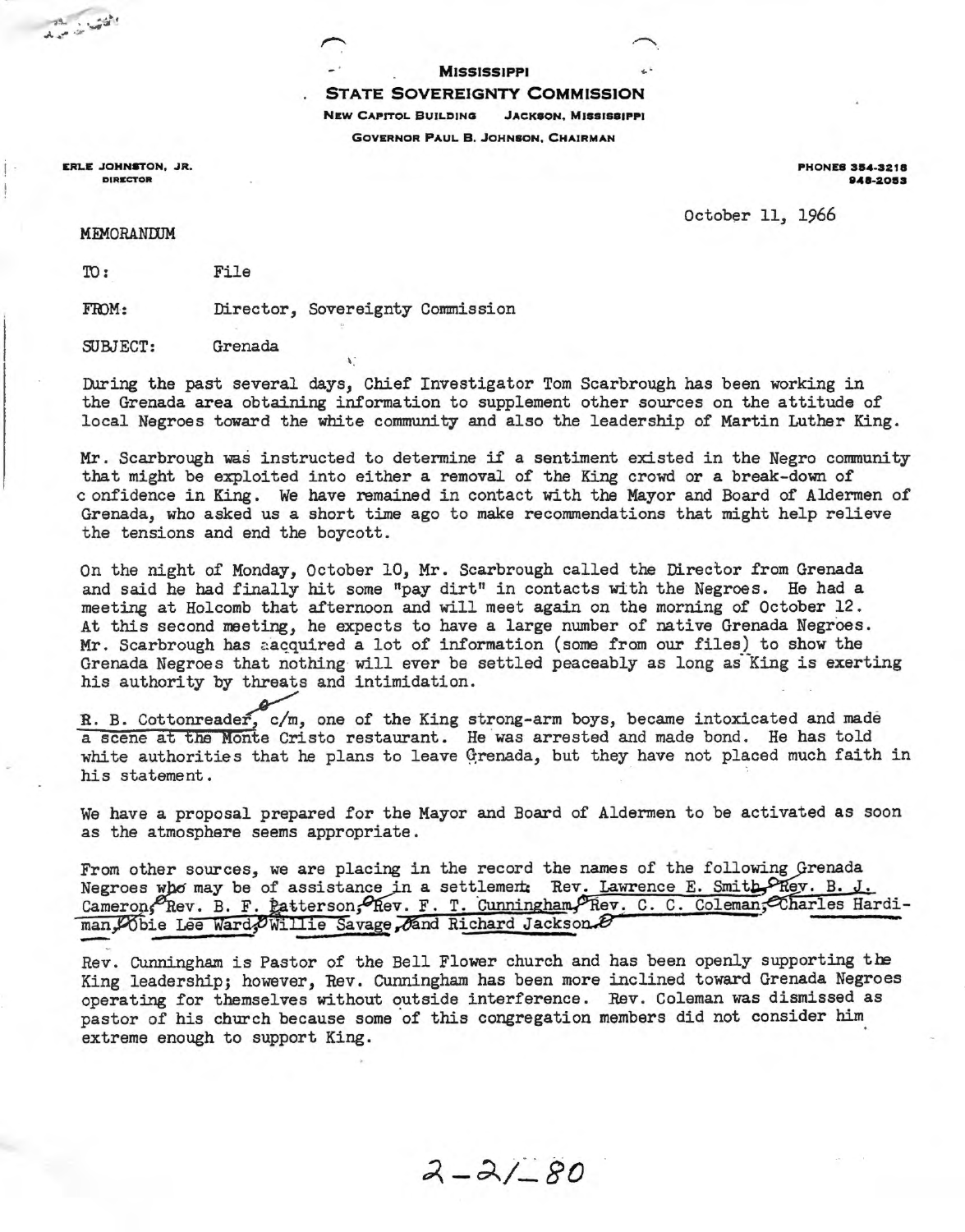**MISSISSIPPI**

**STATE SOVEREIGNTY COMMISSION**

NEW CAPITOL BUILDING JACKSON, MISSISSIPPI

GOVERNOR PAUL B. JOHNSON, CHAIRMAN

ERLE JOHNSTON, JR.
DIRECTOR

PHONES 354-3218
948-2053

October 11, 1966

MEMORANDUM

TO: File

FROM: Director, Sovereignty Commission

SUBJECT: Grenada

During the past several days, Chief Investigator Tom Scarbrough has been working in the Grenada area obtaining information to supplement other sources on the attitude of local Negroes toward the white community and also the leadership of Martin Luther King.

Mr. Scarbrough was instructed to determine if a sentiment existed in the Negro community that might be exploited into either a removal of the King crowd or a break-down of confidence in King. We have remained in contact with the Mayor and Board of Aldermen of Grenada, who asked us a short time ago to make recommendations that might help relieve the tensions and end the boycott.

On the night of Monday, October 10, Mr. Scarbrough called the Director from Grenada and said he had finally hit some "pay dirt" in contacts with the Negroes. He had a meeting at Holcomb that afternoon and will meet again on the morning of October 12. At this second meeting, he expects to have a large number of native Grenada Negroes. Mr. Scarbrough has acquired a lot of information (some from our files) to show the Grenada Negroes that nothing will ever be settled peaceably as long as King is exerting his authority by threats and intimidation.

R. B. Cottonreader, c/m, one of the King strong-arm boys, became intoxicated and made a scene at the Monte Cristo restaurant. He was arrested and made bond. He has told white authorities that he plans to leave Grenada, but they have not placed much faith in his statement.

We have a proposal prepared for the Mayor and Board of Aldermen to be activated as soon as the atmosphere seems appropriate.

From other sources, we are placing in the record the names of the following Grenada Negroes who may be of assistance in a settlement: Rev. Lawrence E. Smith, Rev. B. J. Cameron, Rev. B. F. Patterson, Rev. F. T. Cunningham, Rev. C. C. Coleman, Charles Hardiman, Obie Lee Ward, Willie Savage, and Richard Jackson.

Rev. Cunningham is Pastor of the Bell Flower church and has been openly supporting the King leadership; however, Rev. Cunningham has been more inclined toward Grenada Negroes operating for themselves without outside interference. Rev. Coleman was dismissed as pastor of his church because some of this congregation members did not consider him extreme enough to support King.

2-21-80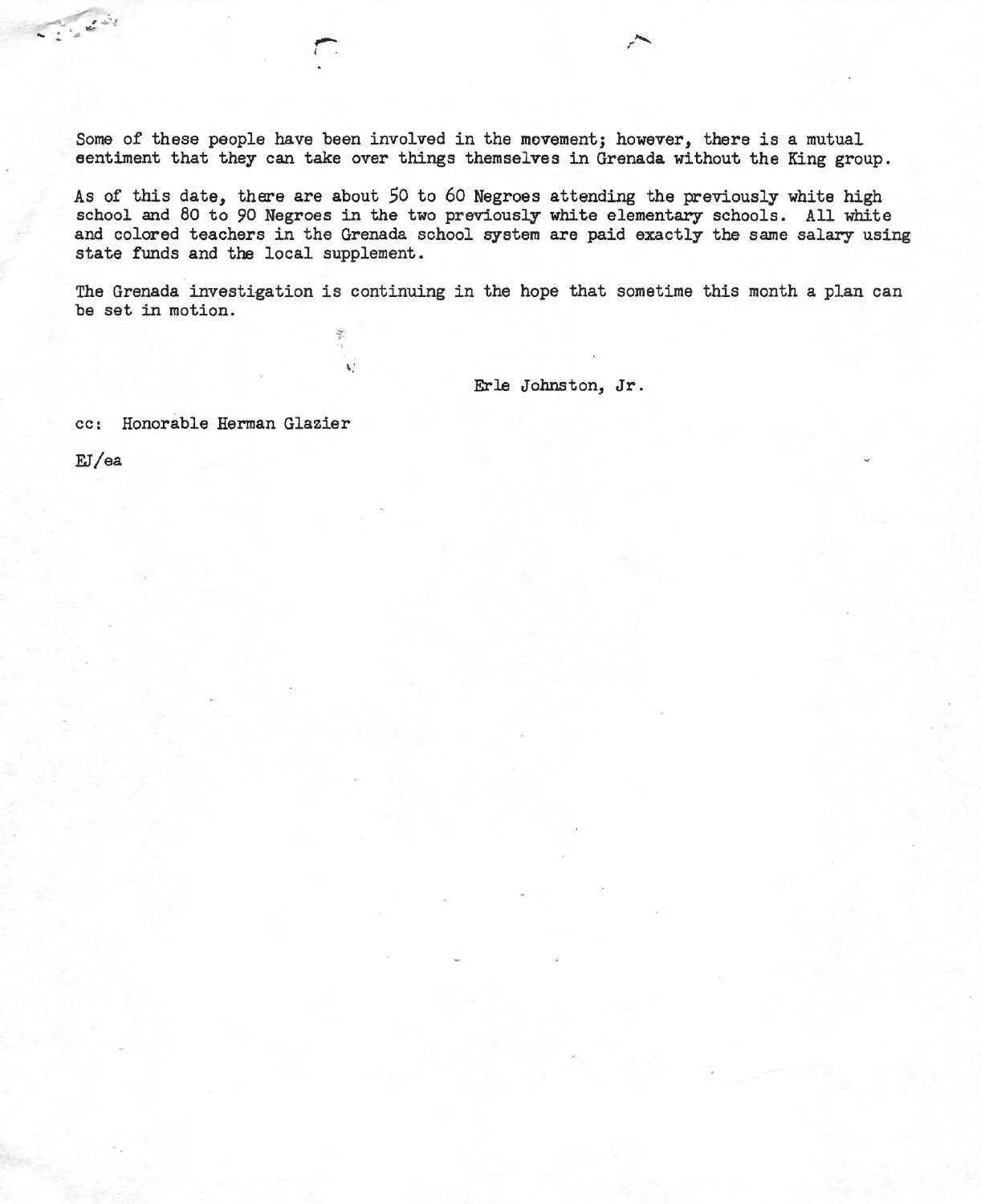Some of these people have been involved in the movement; however, there is a mutual eentiment that they can take over things themselves in Grenada without the King group.

As of this date, there are about 50 to 60 Negroes attending the previously white high school and 80 to 90 Negroes in the two previously white elementary schools. All white and colored teachers in the Grenada school system are paid exactly the same salary using state funds and the local supplement.

The Grenada investigation is continuing in the hope that sometime this month a plan can be set in motion.

Erle Johnston, Jr.

cc: Honorable Herman Glazier

EJ/ea